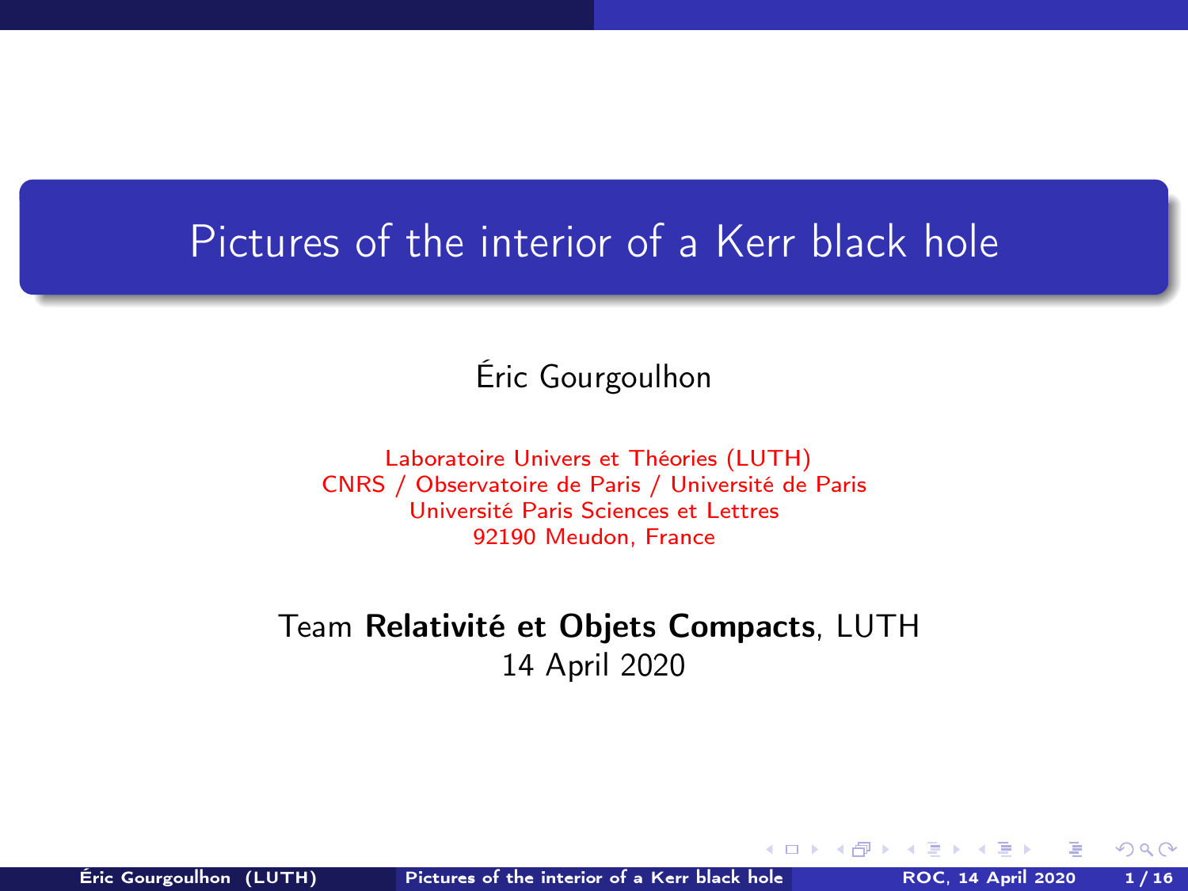# Pictures of the interior of a Kerr black hole

Éric Gourgoulhon

Laboratoire Univers et Théories (LUTH)
CNRS / Observatoire de Paris / Université de Paris
Université Paris Sciences et Lettres
92190 Meudon, France

Team **Relativité et Objets Compacts**, LUTH
14 April 2020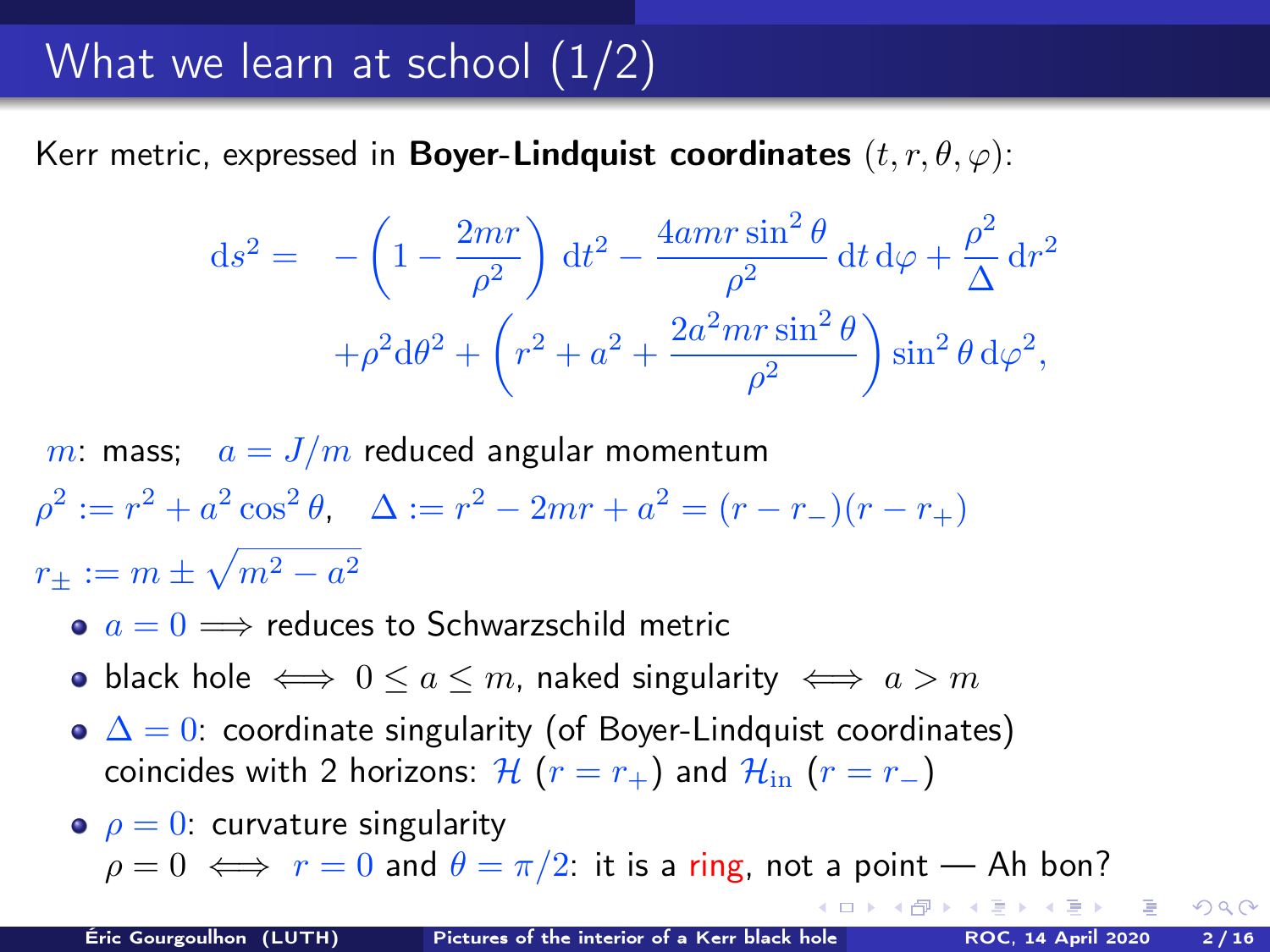# What we learn at school (1/2)

Kerr metric, expressed in **Boyer-Lindquist coordinates** $(t, r, \theta, \varphi)$:

$$
\begin{aligned}
\mathrm{d}s^2 = \; & -\left(1 - \frac{2mr}{\rho^2}\right) \mathrm{d}t^2 - \frac{4amr\sin^2\theta}{\rho^2}\,\mathrm{d}t\,\mathrm{d}\varphi + \frac{\rho^2}{\Delta}\,\mathrm{d}r^2 \\
& + \rho^2 \mathrm{d}\theta^2 + \left(r^2 + a^2 + \frac{2a^2 mr\sin^2\theta}{\rho^2}\right)\sin^2\theta\,\mathrm{d}\varphi^2,
\end{aligned}
$$

$m$: mass; $a = J/m$ reduced angular momentum

$\rho^2 := r^2 + a^2\cos^2\theta, \quad \Delta := r^2 - 2mr + a^2 = (r - r_-)(r - r_+)$

$r_\pm := m \pm \sqrt{m^2 - a^2}$

- $a = 0 \Longrightarrow$ reduces to Schwarzschild metric
- black hole $\iff 0 \le a \le m$, naked singularity $\iff a > m$
- $\Delta = 0$: coordinate singularity (of Boyer-Lindquist coordinates) coincides with 2 horizons: $\mathcal{H}$ $(r = r_+)$ and $\mathcal{H}_{\rm in}$ $(r = r_-)$
- $\rho = 0$: curvature singularity
  $\rho = 0 \iff r = 0$ and $\theta = \pi/2$: it is a ring, not a point — Ah bon?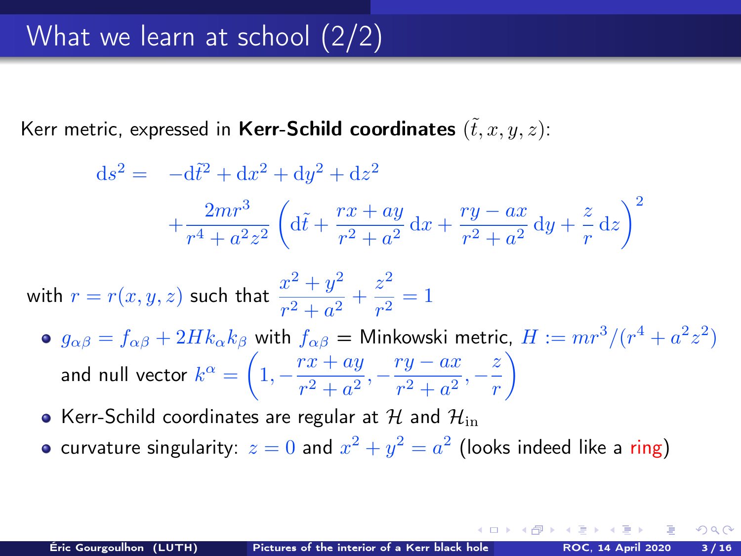# What we learn at school (2/2)

Kerr metric, expressed in **Kerr-Schild coordinates** $(\tilde{t}, x, y, z)$:

$$
\begin{aligned}
\mathrm{d}s^2 = \; & -\mathrm{d}\tilde{t}^2 + \mathrm{d}x^2 + \mathrm{d}y^2 + \mathrm{d}z^2 \\
& + \frac{2mr^3}{r^4 + a^2 z^2} \left( \mathrm{d}\tilde{t} + \frac{rx + ay}{r^2 + a^2} \, \mathrm{d}x + \frac{ry - ax}{r^2 + a^2} \, \mathrm{d}y + \frac{z}{r} \, \mathrm{d}z \right)^2
\end{aligned}
$$

with $r = r(x, y, z)$ such that $\dfrac{x^2 + y^2}{r^2 + a^2} + \dfrac{z^2}{r^2} = 1$

- $g_{\alpha\beta} = f_{\alpha\beta} + 2H k_\alpha k_\beta$ with $f_{\alpha\beta}$ = Minkowski metric, $H := mr^3/(r^4 + a^2 z^2)$ and null vector $k^\alpha = \left(1, -\dfrac{rx + ay}{r^2 + a^2}, -\dfrac{ry - ax}{r^2 + a^2}, -\dfrac{z}{r}\right)$
- Kerr-Schild coordinates are regular at $\mathcal{H}$ and $\mathcal{H}_{\rm in}$
- curvature singularity: $z = 0$ and $x^2 + y^2 = a^2$ (looks indeed like a ring)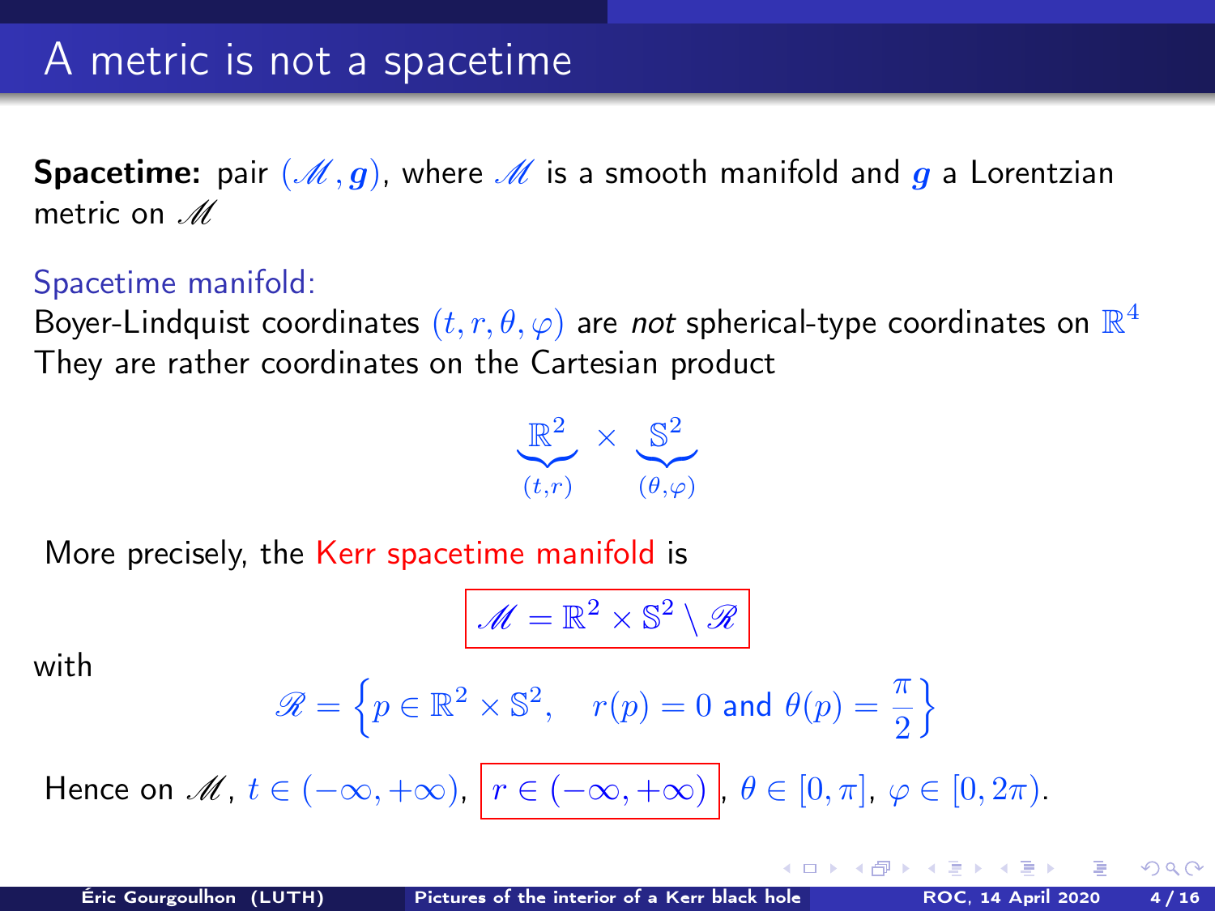# A metric is not a spacetime

**Spacetime:** pair $(\mathscr{M}, \boldsymbol{g})$, where $\mathscr{M}$ is a smooth manifold and $\boldsymbol{g}$ a Lorentzian metric on $\mathscr{M}$

Spacetime manifold:

Boyer-Lindquist coordinates $(t, r, \theta, \varphi)$ are *not* spherical-type coordinates on $\mathbb{R}^4$
They are rather coordinates on the Cartesian product

$$\underbrace{\mathbb{R}^2}_{(t,r)} \times \underbrace{\mathbb{S}^2}_{(\theta,\varphi)}$$

More precisely, the Kerr spacetime manifold is

$$\boxed{\mathscr{M} = \mathbb{R}^2 \times \mathbb{S}^2 \setminus \mathscr{R}}$$

with

$$\mathscr{R} = \left\{ p \in \mathbb{R}^2 \times \mathbb{S}^2, \quad r(p) = 0 \text{ and } \theta(p) = \frac{\pi}{2} \right\}$$

Hence on $\mathscr{M}$, $t \in (-\infty, +\infty)$, $\boxed{r \in (-\infty, +\infty)}$, $\theta \in [0, \pi]$, $\varphi \in [0, 2\pi)$.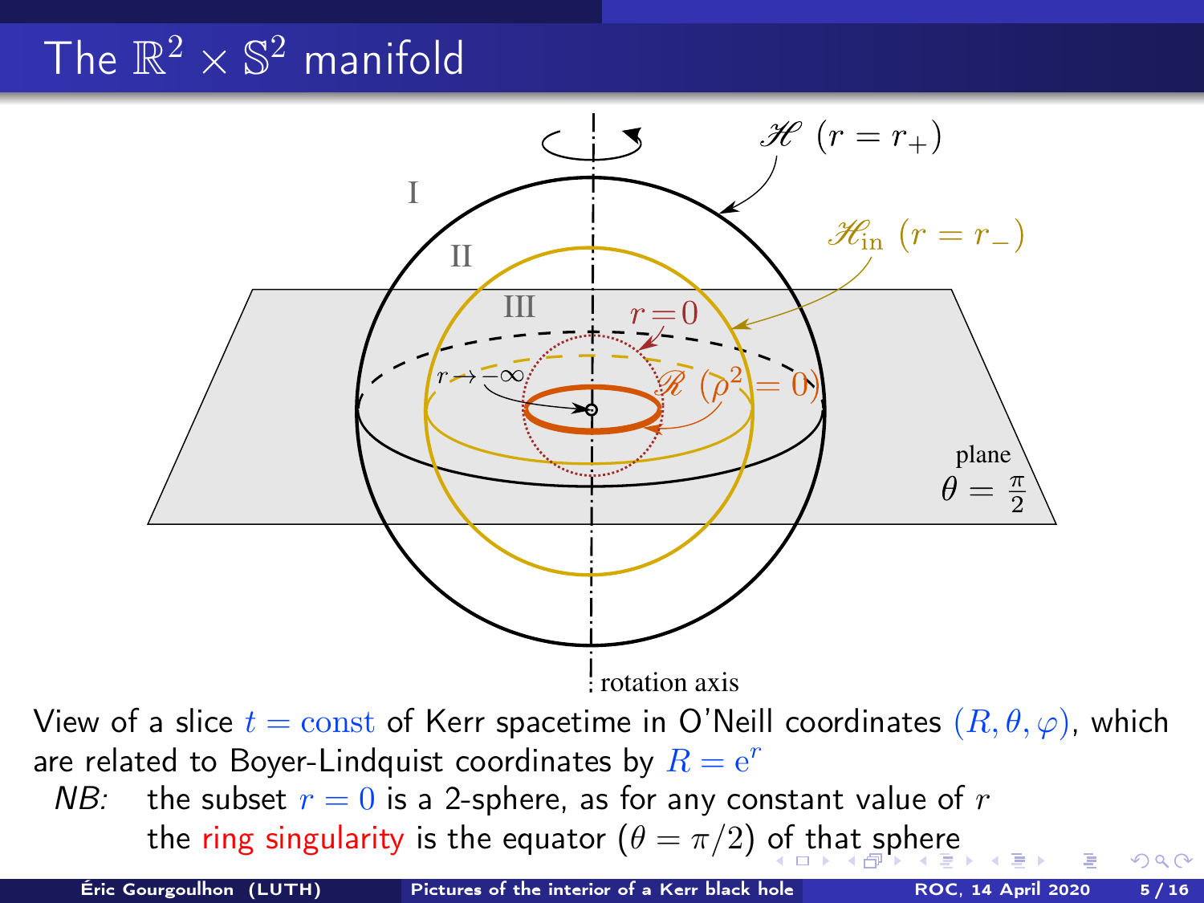# The $\mathbb{R}^2 \times \mathbb{S}^2$ manifold

$\mathscr{H}$ $(r = r_+)$

$\mathscr{H}_{\rm in}$ $(r = r_-)$

I

II

III

$r = 0$

$r \to -\infty$

$\mathscr{R}$ $(\rho^2 = 0)$

plane

$\theta = \frac{\pi}{2}$

rotation axis

View of a slice $t = \mathrm{const}$ of Kerr spacetime in O'Neill coordinates $(R, \theta, \varphi)$, which are related to Boyer-Lindquist coordinates by $R = \mathrm{e}^r$

*NB:* the subset $r = 0$ is a 2-sphere, as for any constant value of $r$

the ring singularity is the equator ($\theta = \pi/2$) of that sphere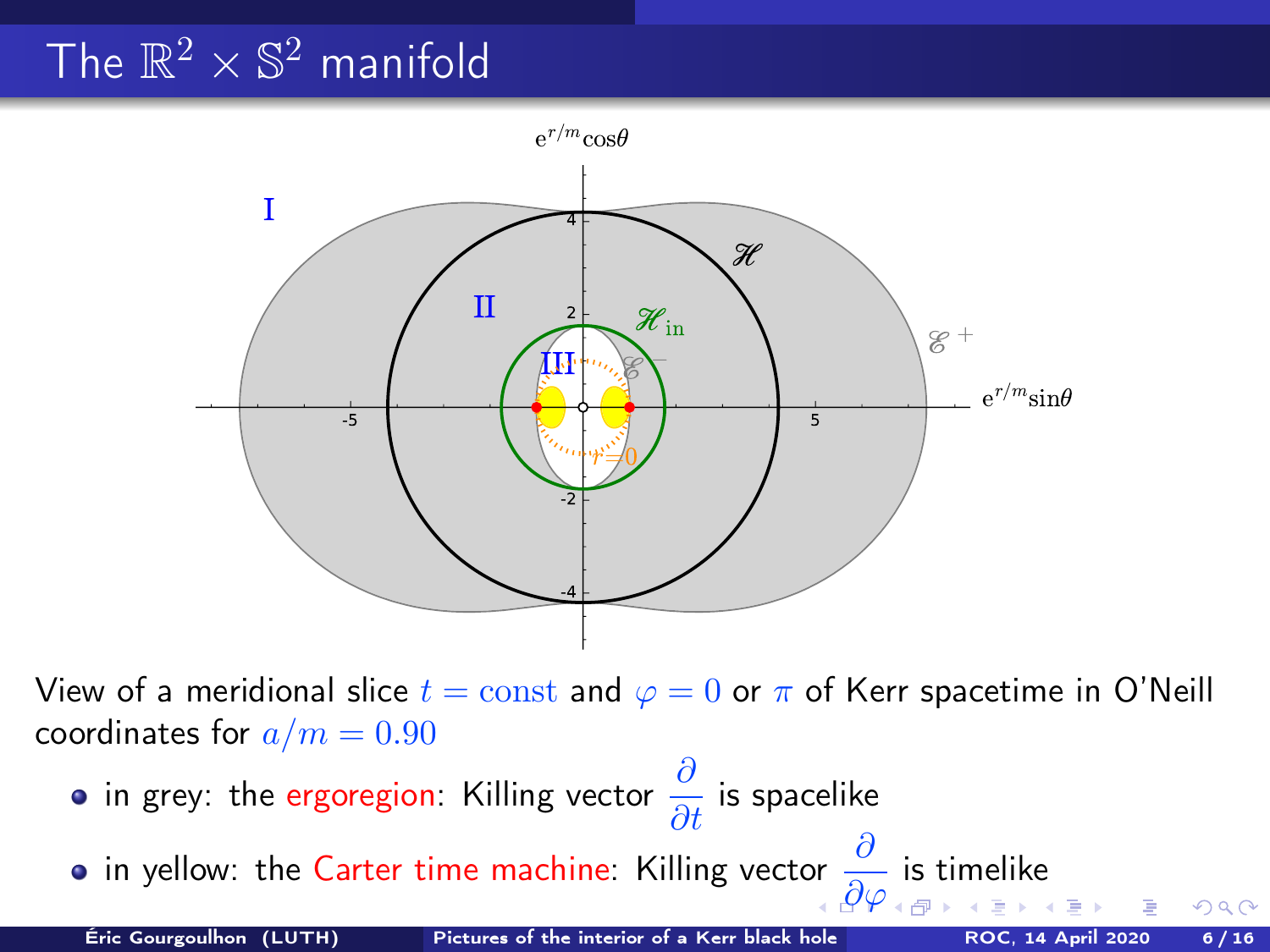# The $\mathbb{R}^2 \times \mathbb{S}^2$ manifold

$e^{r/m}\cos\theta$

$e^{r/m}\sin\theta$

I

II

III

$\mathscr{H}$

$\mathscr{H}_{\rm in}$

$\mathscr{E}^+$

$\mathscr{E}^-$

$r=0$

4

2

-2

-4

-5

5

View of a meridional slice $t = \text{const}$ and $\varphi = 0$ or $\pi$ of Kerr spacetime in O'Neill coordinates for $a/m = 0.90$

- in grey: the ergoregion: Killing vector $\dfrac{\partial}{\partial t}$ is spacelike
- in yellow: the Carter time machine: Killing vector $\dfrac{\partial}{\partial \varphi}$ is timelike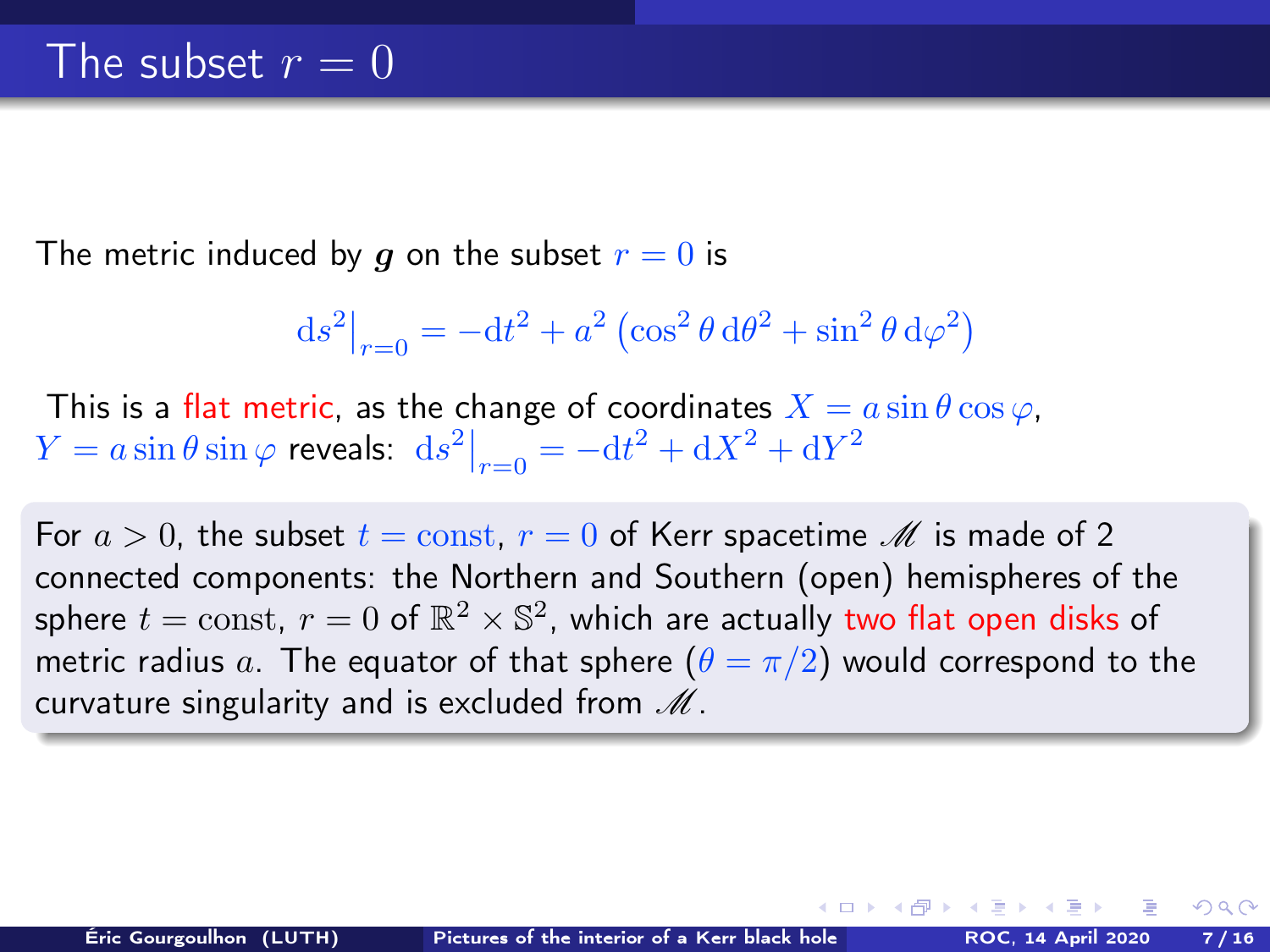# The subset $r = 0$

The metric induced by $\boldsymbol{g}$ on the subset $r = 0$ is

$$\left.\mathrm{d}s^2\right|_{r=0} = -\mathrm{d}t^2 + a^2\left(\cos^2\theta\,\mathrm{d}\theta^2 + \sin^2\theta\,\mathrm{d}\varphi^2\right)$$

This is a flat metric, as the change of coordinates $X = a\sin\theta\cos\varphi$, $Y = a\sin\theta\sin\varphi$ reveals: $\left.\mathrm{d}s^2\right|_{r=0} = -\mathrm{d}t^2 + \mathrm{d}X^2 + \mathrm{d}Y^2$

For $a > 0$, the subset $t = \mathrm{const}$, $r = 0$ of Kerr spacetime $\mathscr{M}$ is made of 2 connected components: the Northern and Southern (open) hemispheres of the sphere $t = \mathrm{const}$, $r = 0$ of $\mathbb{R}^2 \times \mathbb{S}^2$, which are actually two flat open disks of metric radius $a$. The equator of that sphere ($\theta = \pi/2$) would correspond to the curvature singularity and is excluded from $\mathscr{M}$.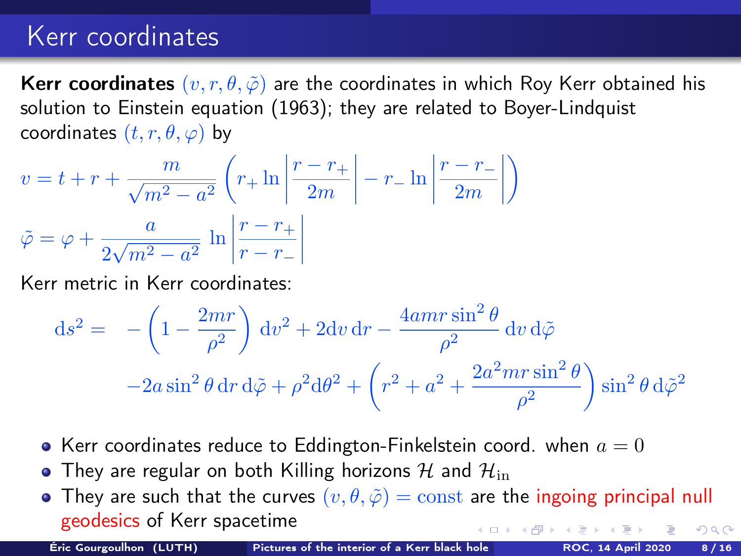# Kerr coordinates

**Kerr coordinates** $(v, r, \theta, \tilde{\varphi})$ are the coordinates in which Roy Kerr obtained his solution to Einstein equation (1963); they are related to Boyer-Lindquist coordinates $(t, r, \theta, \varphi)$ by

$$v = t + r + \frac{m}{\sqrt{m^2 - a^2}} \left( r_+ \ln \left| \frac{r - r_+}{2m} \right| - r_- \ln \left| \frac{r - r_-}{2m} \right| \right)$$

$$\tilde{\varphi} = \varphi + \frac{a}{2\sqrt{m^2 - a^2}} \ln \left| \frac{r - r_+}{r - r_-} \right|$$

Kerr metric in Kerr coordinates:

$$\begin{aligned} \mathrm{d}s^2 = & -\left(1 - \frac{2mr}{\rho^2}\right) \mathrm{d}v^2 + 2\mathrm{d}v\,\mathrm{d}r - \frac{4amr\sin^2\theta}{\rho^2}\,\mathrm{d}v\,\mathrm{d}\tilde{\varphi} \\ & -2a\sin^2\theta\,\mathrm{d}r\,\mathrm{d}\tilde{\varphi} + \rho^2\mathrm{d}\theta^2 + \left(r^2 + a^2 + \frac{2a^2mr\sin^2\theta}{\rho^2}\right)\sin^2\theta\,\mathrm{d}\tilde{\varphi}^2 \end{aligned}$$

- Kerr coordinates reduce to Eddington-Finkelstein coord. when $a = 0$
- They are regular on both Killing horizons $\mathcal{H}$ and $\mathcal{H}_{\mathrm{in}}$
- They are such that the curves $(v, \theta, \tilde{\varphi}) = \mathrm{const}$ are the ingoing principal null geodesics of Kerr spacetime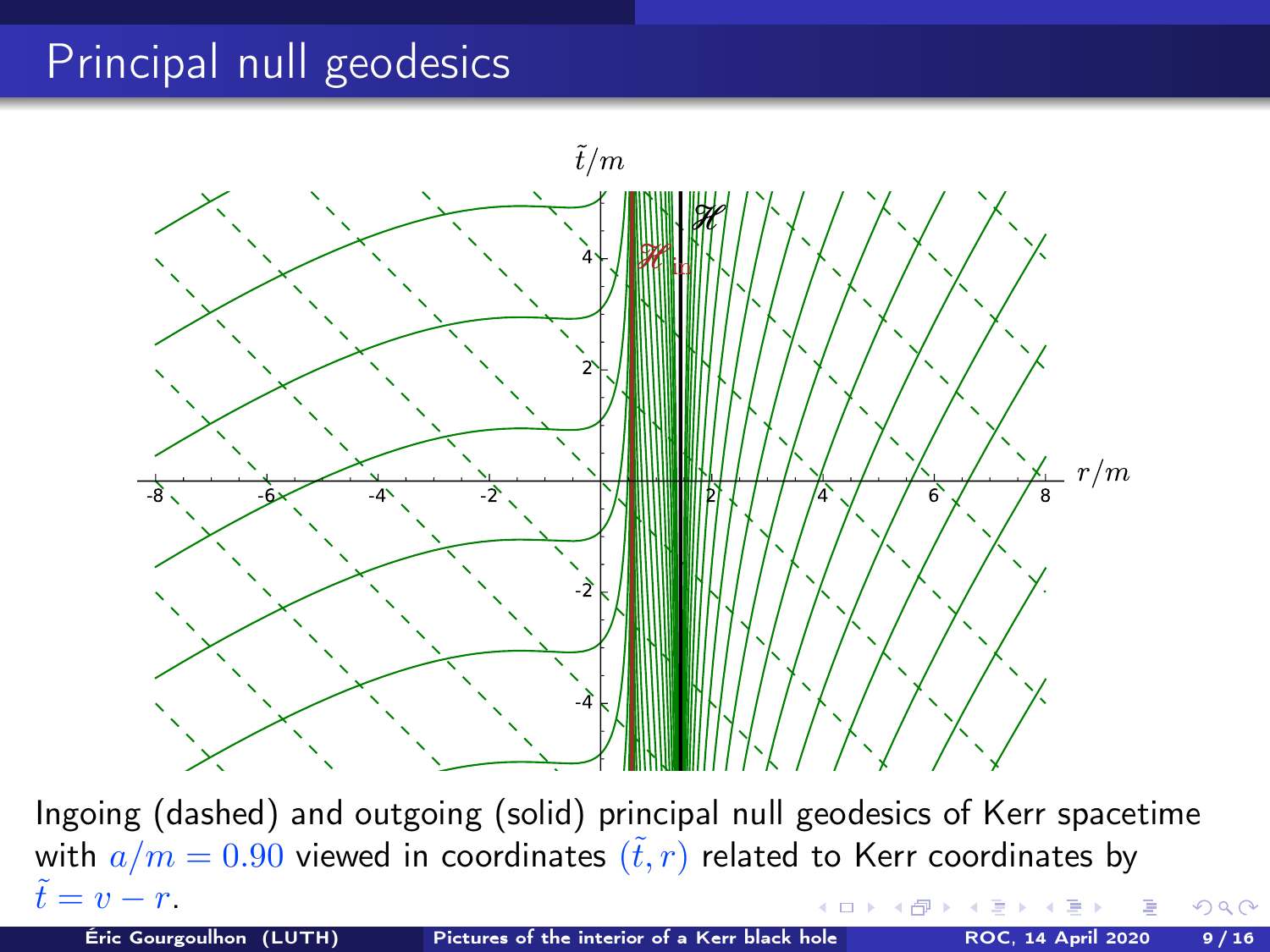# Principal null geodesics

Ingoing (dashed) and outgoing (solid) principal null geodesics of Kerr spacetime with $a/m = 0.90$ viewed in coordinates $(\tilde{t}, r)$ related to Kerr coordinates by $\tilde{t} = v - r$.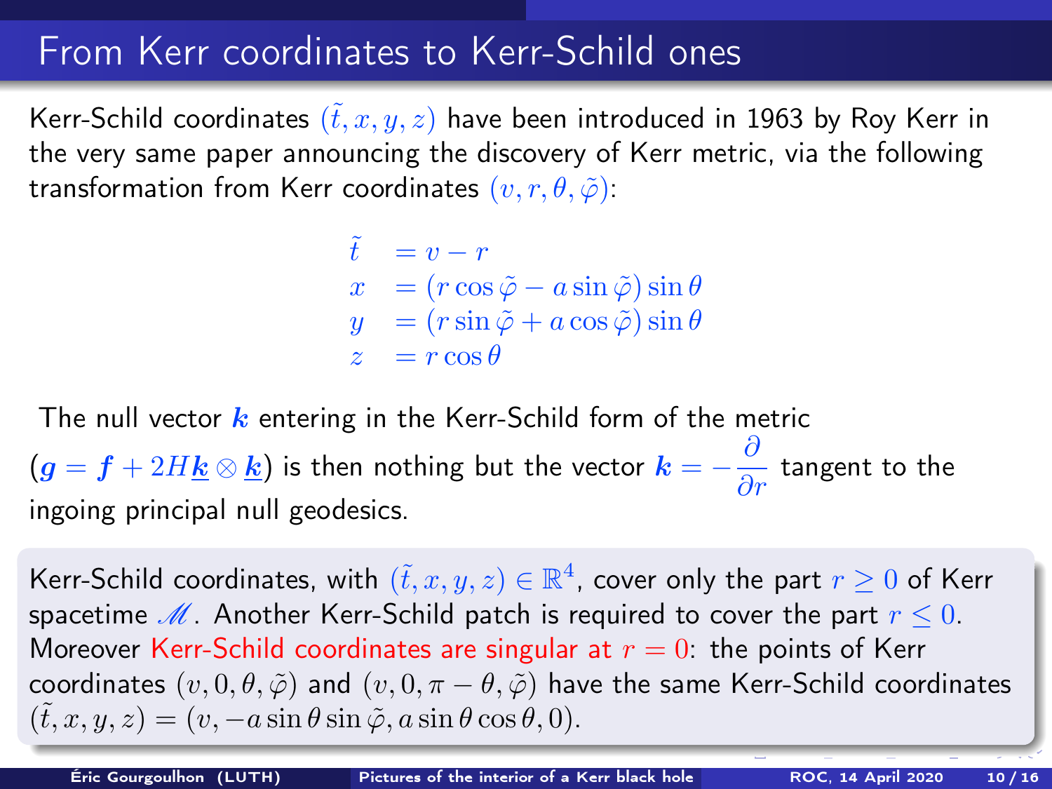# From Kerr coordinates to Kerr-Schild ones

Kerr-Schild coordinates $(\tilde{t}, x, y, z)$ have been introduced in 1963 by Roy Kerr in the very same paper announcing the discovery of Kerr metric, via the following transformation from Kerr coordinates $(v, r, \theta, \tilde{\varphi})$:

$$
\begin{aligned}
\tilde{t} &= v - r \\
x &= (r\cos\tilde{\varphi} - a\sin\tilde{\varphi})\sin\theta \\
y &= (r\sin\tilde{\varphi} + a\cos\tilde{\varphi})\sin\theta \\
z &= r\cos\theta
\end{aligned}
$$

The null vector $\boldsymbol{k}$ entering in the Kerr-Schild form of the metric ($\boldsymbol{g} = \boldsymbol{f} + 2H\underline{\boldsymbol{k}} \otimes \underline{\boldsymbol{k}}$) is then nothing but the vector $\boldsymbol{k} = -\dfrac{\partial}{\partial r}$ tangent to the ingoing principal null geodesics.

Kerr-Schild coordinates, with $(\tilde{t}, x, y, z) \in \mathbb{R}^4$, cover only the part $r \geq 0$ of Kerr spacetime $\mathscr{M}$. Another Kerr-Schild patch is required to cover the part $r \leq 0$. Moreover Kerr-Schild coordinates are singular at $r = 0$: the points of Kerr coordinates $(v, 0, \theta, \tilde{\varphi})$ and $(v, 0, \pi - \theta, \tilde{\varphi})$ have the same Kerr-Schild coordinates $(\tilde{t}, x, y, z) = (v, -a\sin\theta\sin\tilde{\varphi}, a\sin\theta\cos\theta, 0)$.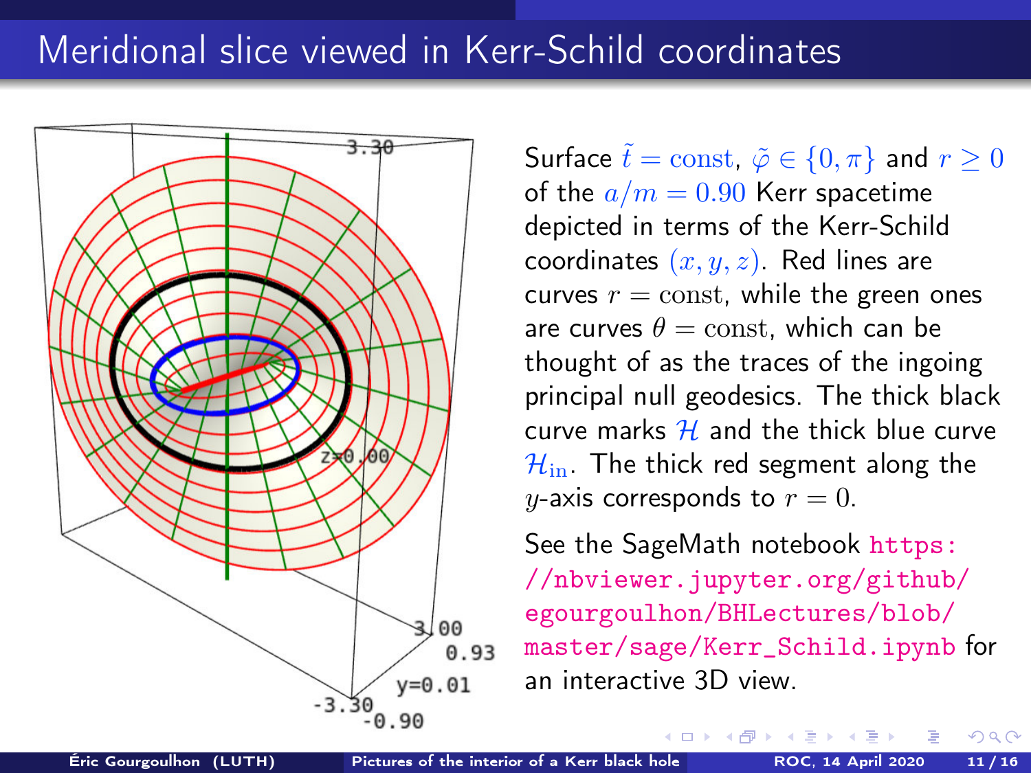# Meridional slice viewed in Kerr-Schild coordinates

3.30

z=0.00

3.00

0.93

y=0.01

-3.30

-0.90

Surface $\tilde{t} = \text{const}$, $\tilde{\varphi} \in \{0, \pi\}$ and $r \geq 0$ of the $a/m = 0.90$ Kerr spacetime depicted in terms of the Kerr-Schild coordinates $(x, y, z)$. Red lines are curves $r = \text{const}$, while the green ones are curves $\theta = \text{const}$, which can be thought of as the traces of the ingoing principal null geodesics. The thick black curve marks $\mathcal{H}$ and the thick blue curve $\mathcal{H}_{\text{in}}$. The thick red segment along the $y$-axis corresponds to $r = 0$.

See the SageMath notebook https://nbviewer.jupyter.org/github/egourgoulhon/BHLectures/blob/master/sage/Kerr_Schild.ipynb for an interactive 3D view.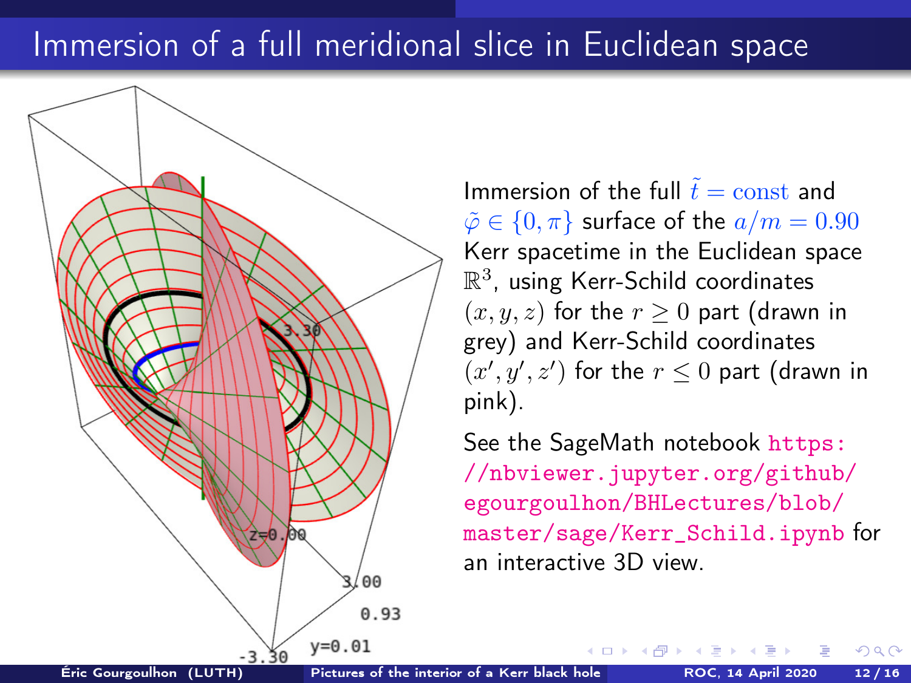# Immersion of a full meridional slice in Euclidean space

3.30

z=0.00

3.00

0.93

y=0.01

-3.30

Immersion of the full $\tilde{t} = \mathrm{const}$ and $\tilde{\varphi} \in \{0, \pi\}$ surface of the $a/m = 0.90$ Kerr spacetime in the Euclidean space $\mathbb{R}^3$, using Kerr-Schild coordinates $(x, y, z)$ for the $r \geq 0$ part (drawn in grey) and Kerr-Schild coordinates $(x', y', z')$ for the $r \leq 0$ part (drawn in pink).

See the SageMath notebook https://nbviewer.jupyter.org/github/egourgoulhon/BHLectures/blob/master/sage/Kerr_Schild.ipynb for an interactive 3D view.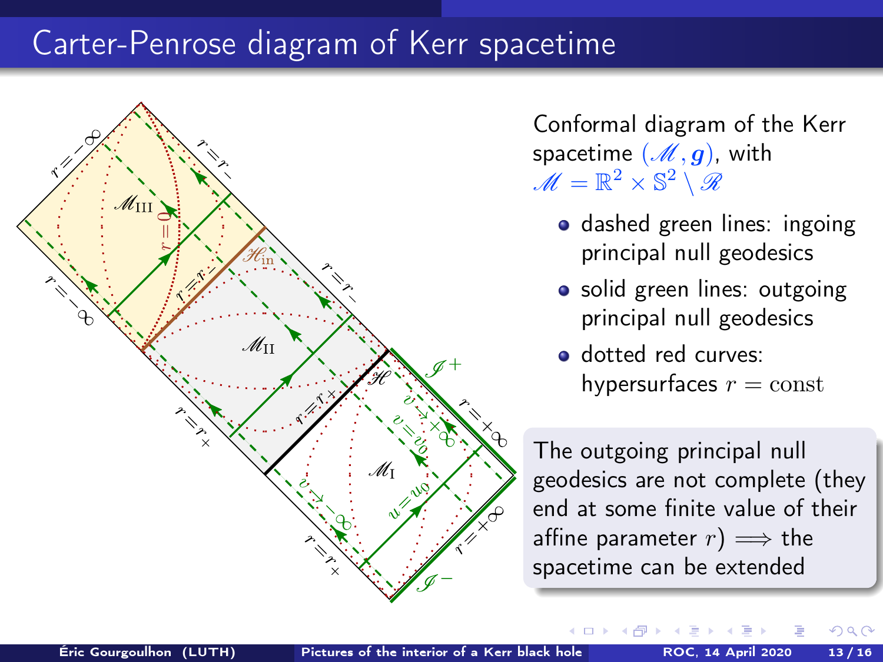# Carter-Penrose diagram of Kerr spacetime

$r=-\infty$

$r=r_-$

$\mathscr{M}_{\mathrm{III}}$

$r=0$

$\mathscr{H}_{\mathrm{in}}$

$r=r_-$

$r=-\infty$

$r=r_-$

$\mathscr{M}_{\mathrm{II}}$

$\mathscr{H}$

$\mathscr{I}^+$

$r=r_+$

$v\to+\infty$

$r=+\infty$

$r=r_\times$

$v=v_0$

$\mathscr{M}_{\mathrm{I}}$

$u=u_0$

$v\to-\infty$

$r=+\infty$

$r=r_\times$

$\mathscr{I}^-$

Conformal diagram of the Kerr spacetime $(\mathscr{M}, \boldsymbol{g})$, with $\mathscr{M} = \mathbb{R}^2 \times \mathbb{S}^2 \setminus \mathscr{R}$

- dashed green lines: ingoing principal null geodesics
- solid green lines: outgoing principal null geodesics
- dotted red curves: hypersurfaces $r = \mathrm{const}$

The outgoing principal null geodesics are not complete (they end at some finite value of their affine parameter $r$) $\Longrightarrow$ the spacetime can be extended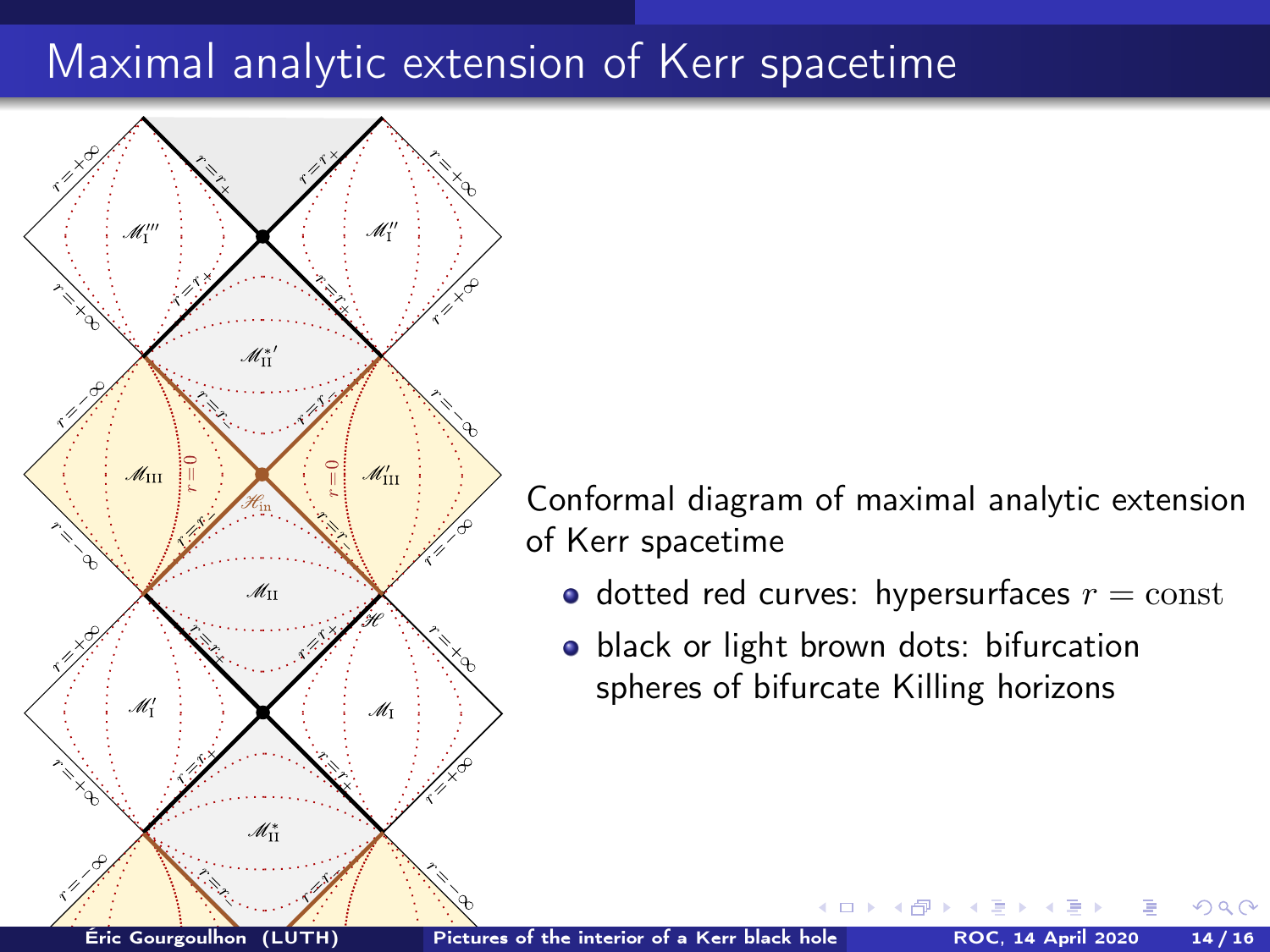# Maximal analytic extension of Kerr spacetime

$r=+\infty$

$r=r_+$

$r=r_+$

$r=+\infty$

$\mathscr{M}_{\rm I}'''$

$\mathscr{M}_{\rm I}''$

$r=+\infty$

$r=r_+$

$r=r_+$

$r=+\infty$

$\mathscr{M}_{\rm II}^{*\prime}$

$r=-\infty$

$r=r_-$

$r=r_-$

$r=-\infty$

$\mathscr{M}_{\rm III}$

$r=0$

$r=0$

$\mathscr{M}_{\rm III}'$

$\mathscr{H}_{\rm in}$

$r=-\infty$

$r=r_-$

$r=r_-$

$r=-\infty$

$\mathscr{M}_{\rm II}$

$r=+\infty$

$r=r_+$

$r=r_+$

$\mathscr{H}$

$r=+\infty$

$\mathscr{M}_{\rm I}'$

$\mathscr{M}_{\rm I}$

$r=+\infty$

$r=r_+$

$r=r_+$

$r=+\infty$

$\mathscr{M}_{\rm II}^{*}$

$r=-\infty$

$r=r_-$

$r=r_-$

$r=-\infty$

Conformal diagram of maximal analytic extension of Kerr spacetime

- dotted red curves: hypersurfaces $r = \text{const}$
- black or light brown dots: bifurcation spheres of bifurcate Killing horizons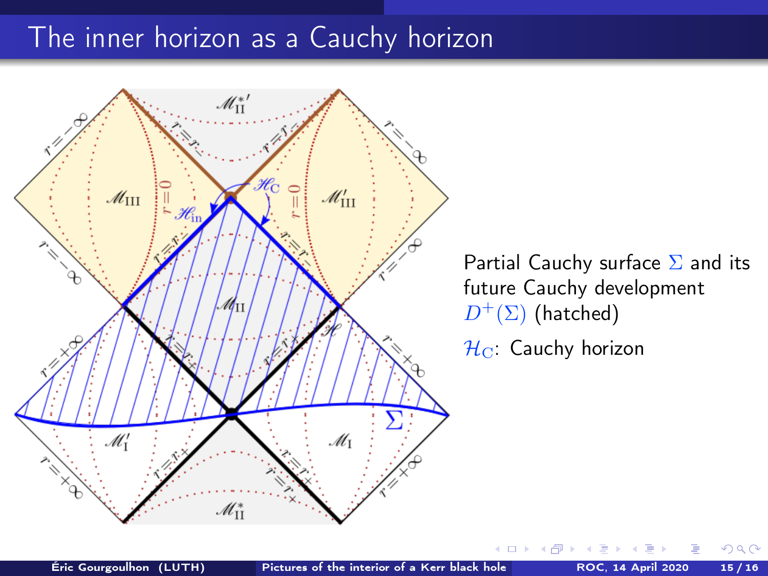# The inner horizon as a Cauchy horizon

$\mathscr{M}_{\rm II}^{*\prime}$

$r = -\infty$

$r = r_-$

$r = r_-$

$r = -\infty$

$\mathscr{H}_{\rm C}$

$\mathscr{M}_{\rm III}$

$r = 0$

$\mathscr{H}_{\rm in}$

$r = 0$

$\mathscr{M}'_{\rm III}$

$r = -\infty$

$r = r_-$

$r = r_-$

$r = -\infty$

$\mathscr{M}_{\rm II}$

$r = +\infty$

$r = r_+$

$r = r_+$

$\mathscr{H}$

$r = +\infty$

$\Sigma$

$\mathscr{M}'_{\rm I}$

$\mathscr{M}_{\rm I}$

$r = +\infty$

$r = r_+$

$r = r_+$

$r = r_+$

$r = +\infty$

$\mathscr{M}_{\rm II}^{*}$

Partial Cauchy surface $\Sigma$ and its future Cauchy development $D^+(\Sigma)$ (hatched)

$\mathcal{H}_{\rm C}$: Cauchy horizon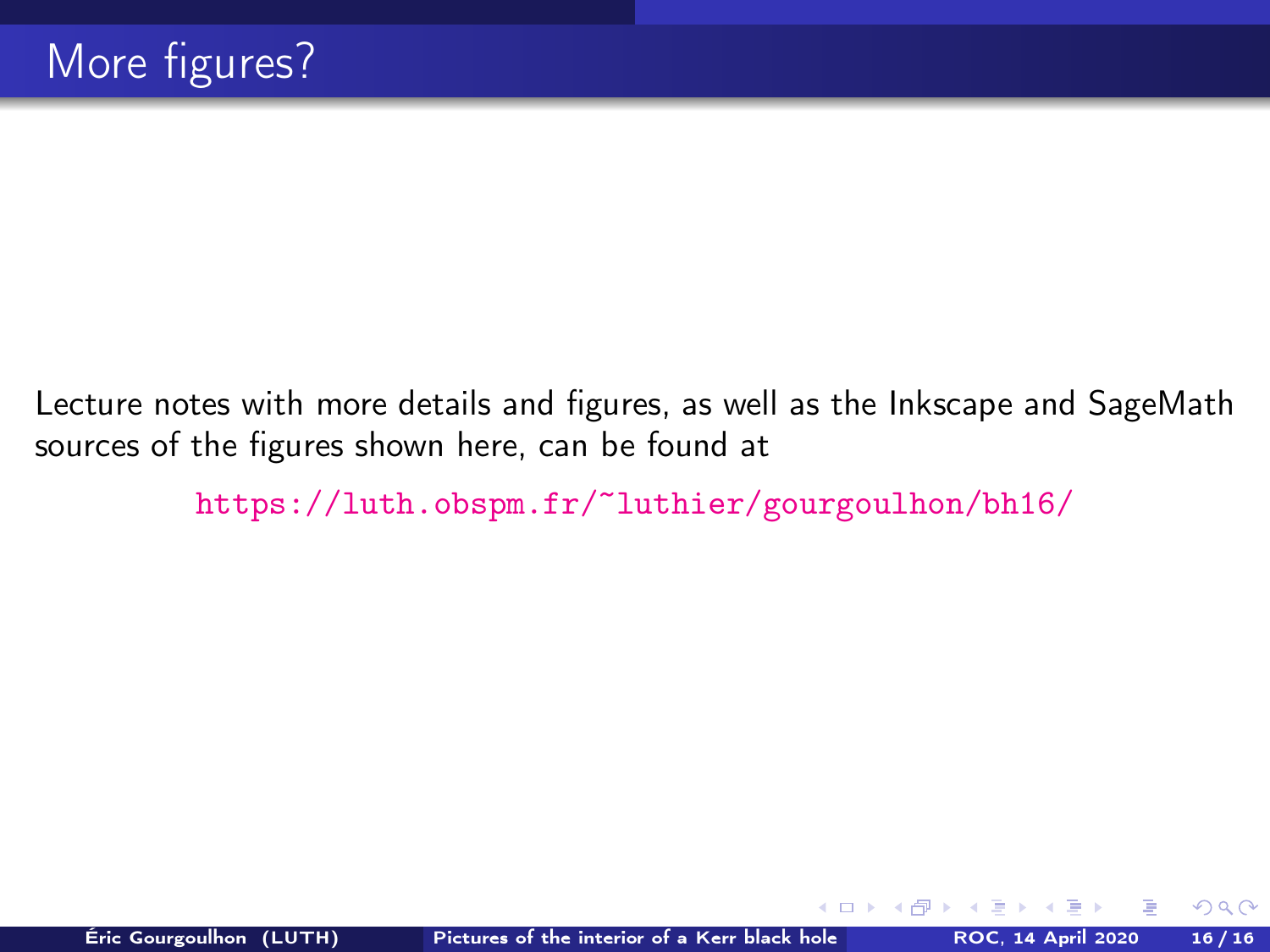# More figures?

Lecture notes with more details and figures, as well as the Inkscape and SageMath sources of the figures shown here, can be found at

https://luth.obspm.fr/~luthier/gourgoulhon/bh16/